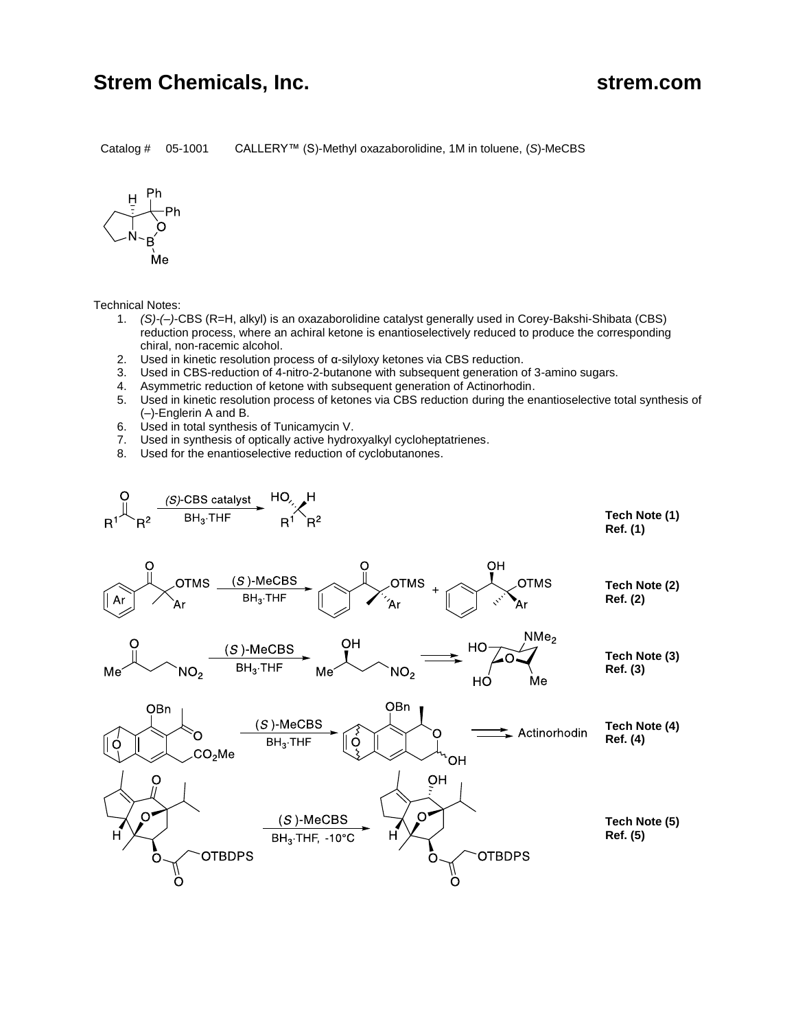# Strem Chemicals, Inc. strem.com

Catalog # 05-1001 CALLERY™ (S)-Methyl oxazaborolidine, 1M in toluene, (*S*)-MeCBS

Technical Notes:

1. *(S)-(–)*-CBS (R=H, alkyl) is an oxazaborolidine catalyst generally used in Corey-Bakshi-Shibata (CBS) reduction process, where an achiral ketone is enantioselectively reduced to produce the corresponding chiral, non-racemic alcohol.
2. Used in kinetic resolution process of α-silyloxy ketones via CBS reduction.
3. Used in CBS-reduction of 4-nitro-2-butanone with subsequent generation of 3-amino sugars.
4. Asymmetric reduction of ketone with subsequent generation of Actinorhodin.
5. Used in kinetic resolution process of ketones via CBS reduction during the enantioselective total synthesis of (–)-Englerin A and B.
6. Used in total synthesis of Tunicamycin V.
7. Used in synthesis of optically active hydroxyalkyl cycloheptatrienes.
8. Used for the enantioselective reduction of cyclobutanones.

(S)-CBS catalyst, $BH_3 \cdot THF$ — **Tech Note (1) Ref. (1)**

(S)-MeCBS, $BH_3 \cdot THF$ — **Tech Note (2) Ref. (2)**

(S)-MeCBS, $BH_3 \cdot THF$ — **Tech Note (3) Ref. (3)**

(S)-MeCBS, $BH_3 \cdot THF$ → Actinorhodin — **Tech Note (4) Ref. (4)**

(S)-MeCBS, $BH_3 \cdot THF$, -10°C — **Tech Note (5) Ref. (5)**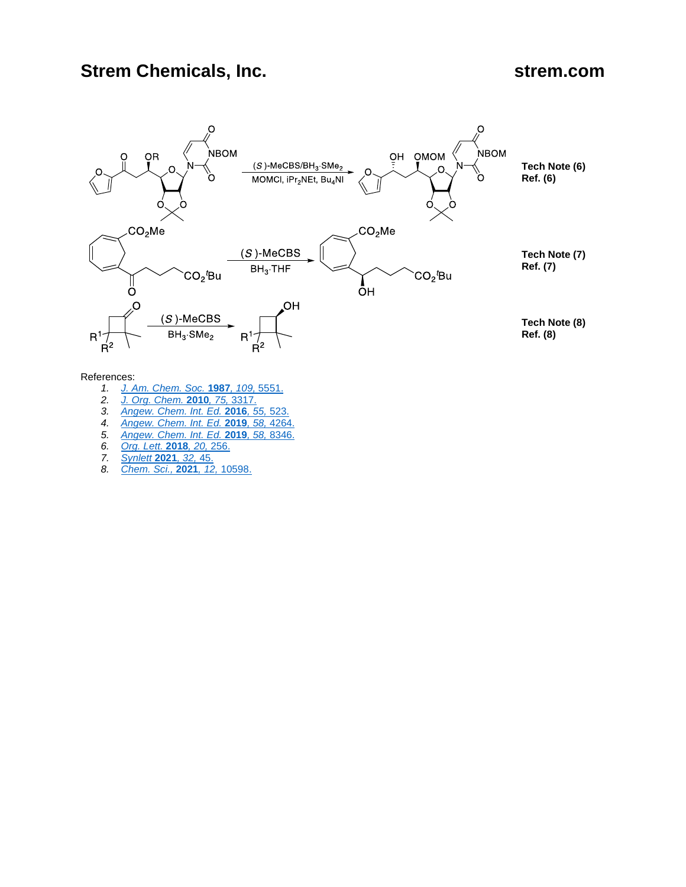(S)-MeCBS/$BH_3 \cdot SMe_2$

MOMCl, $iPr_2NEt$, $Bu_4NI$

**Tech Note (6)**
**Ref. (6)**

(S)-MeCBS

$BH_3 \cdot THF$

**Tech Note (7)**
**Ref. (7)**

(S)-MeCBS

$BH_3 \cdot SMe_2$

**Tech Note (8)**
**Ref. (8)**

References:

1. *J. Am. Chem. Soc.* **1987**, *109*, 5551.
2. *J. Org. Chem.* **2010**, *75*, 3317.
3. *Angew. Chem. Int. Ed.* **2016**, *55*, 523.
4. *Angew. Chem. Int. Ed.* **2019**, *58*, 4264.
5. *Angew. Chem. Int. Ed.* **2019**, *58*, 8346.
6. *Org. Lett.* **2018**, *20*, 256.
7. *Synlett* **2021**, *32*, 45.
8. *Chem. Sci.*, **2021**, *12*, 10598.